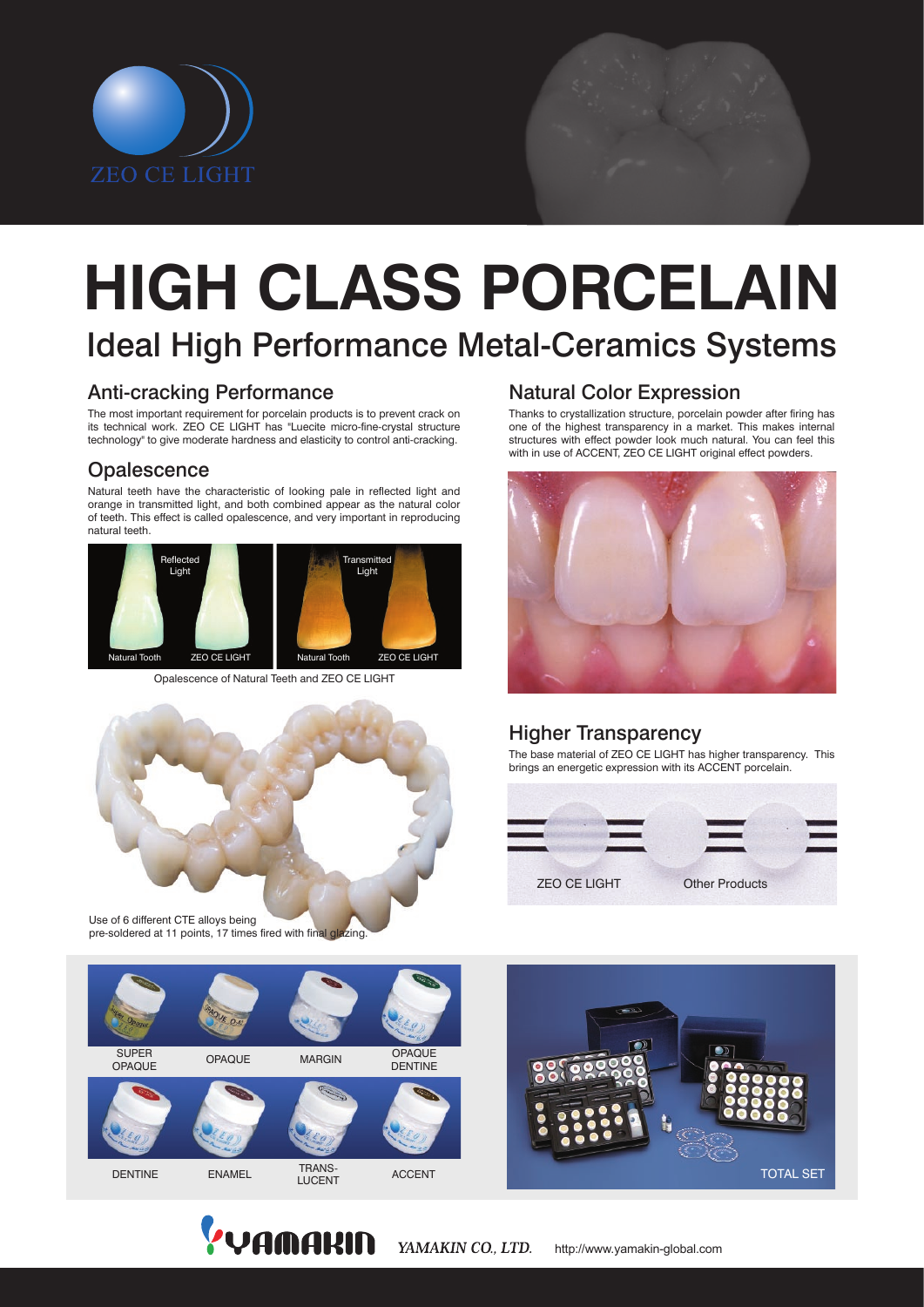ZEO CE LIGHT

# HIGH CLASS PORCELAIN

## Ideal High Performance Metal-Ceramics Systems

### Anti-cracking Performance

The most important requirement for porcelain products is to prevent crack on its technical work. ZEO CE LIGHT has "Luecite micro-fine-crystal structure technology" to give moderate hardness and elasticity to control anti-cracking.

### Opalescence

Natural teeth have the characteristic of looking pale in reflected light and orange in transmitted light, and both combined appear as the natural color of teeth. This effect is called opalescence, and very important in reproducing natural teeth.

Reflected Light — Natural Tooth, ZEO CE LIGHT

Transmitted Light — Natural Tooth, ZEO CE LIGHT

Opalescence of Natural Teeth and ZEO CE LIGHT

Use of 6 different CTE alloys being pre-soldered at 11 points, 17 times fired with final glazing.

### Natural Color Expression

Thanks to crystallization structure, porcelain powder after firing has one of the highest transparency in a market. This makes internal structures with effect powder look much natural. You can feel this with in use of ACCENT, ZEO CE LIGHT original effect powders.

### Higher Transparency

The base material of ZEO CE LIGHT has higher transparency. This brings an energetic expression with its ACCENT porcelain.

ZEO CE LIGHT — Other Products

SUPER OPAQUE — OPAQUE — MARGIN — OPAQUE DENTINE

DENTINE — ENAMEL — TRANS-LUCENT — ACCENT

TOTAL SET

YAMAKIN — *YAMAKIN CO., LTD.* http://www.yamakin-global.com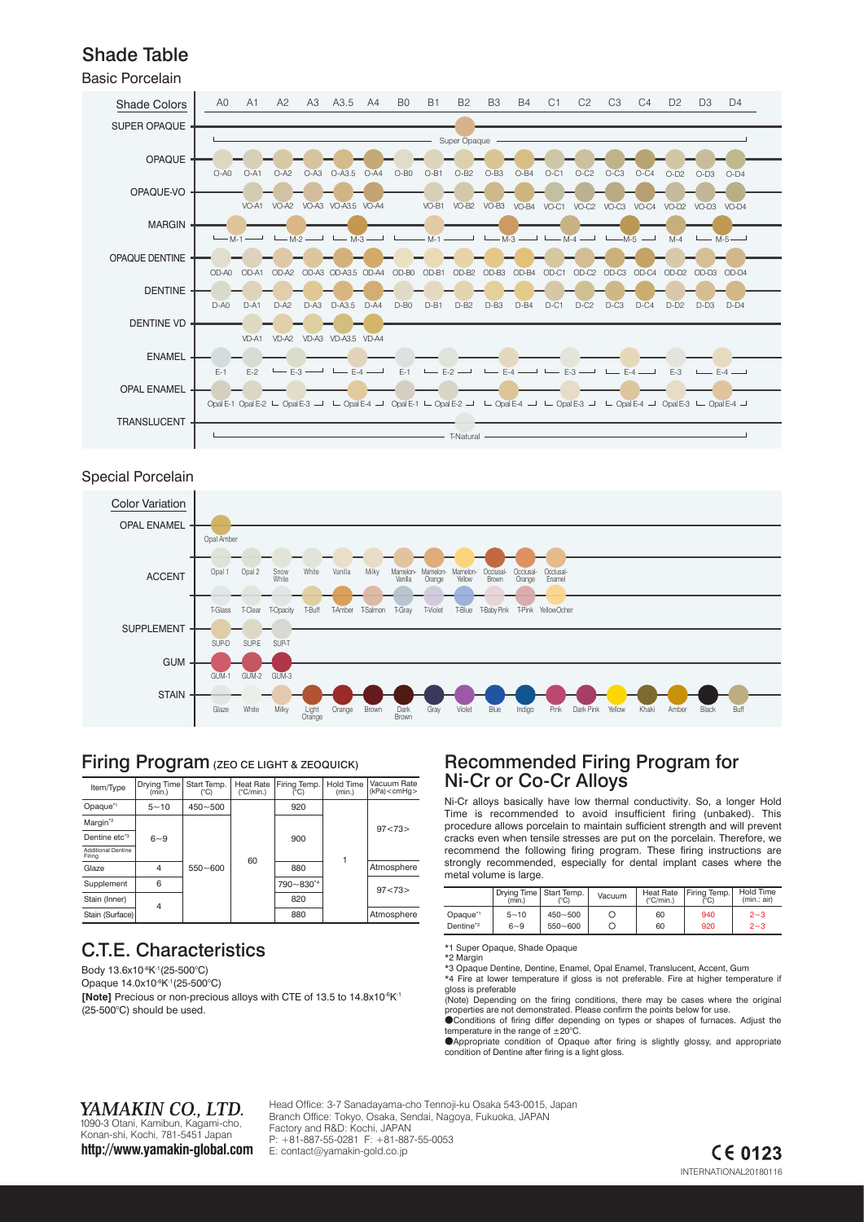# Shade Table

## Basic Porcelain

| Shade Colors | A0 | A1 | A2 | A3 | A3.5 | A4 | B0 | B1 | B2 | B3 | B4 | C1 | C2 | C3 | C4 | D2 | D3 | D4 |
|---|---|---|---|---|---|---|---|---|---|---|---|---|---|---|---|---|---|---|
| SUPER OPAQUE | Super Opaque | | | | | | | | | | | | | | | | | |
| OPAQUE | O-A0 | O-A1 | O-A2 | O-A3 | O-A3.5 | O-A4 | O-B0 | O-B1 | O-B2 | O-B3 | O-B4 | O-C1 | O-C2 | O-C3 | O-C4 | O-D2 | O-D3 | O-D4 |
| OPAQUE-VO | | VO-A1 | VO-A2 | VO-A3 | VO-A3.5 | VO-A4 | | VO-B1 | VO-B2 | VO-B3 | VO-B4 | VO-C1 | VO-C2 | VO-C3 | VO-C4 | VO-D2 | VO-D3 | VO-D4 |
| MARGIN | M-1 | M-1 | M-2 | M-2 | M-3 | M-3 | M-1 | M-1 | M-1 | M-3 | M-3 | M-4 | M-4 | M-5 | M-5 | M-4 | M-5 | M-5 |
| OPAQUE DENTINE | OD-A0 | OD-A1 | OD-A2 | OD-A3 | OD-A3.5 | OD-A4 | OD-B0 | OD-B1 | OD-B2 | OD-B3 | OD-B4 | OD-C1 | OD-C2 | OD-C3 | OD-C4 | OD-D2 | OD-D3 | OD-D4 |
| DENTINE | D-A0 | D-A1 | D-A2 | D-A3 | D-A3.5 | D-A4 | D-B0 | D-B1 | D-B2 | D-B3 | D-B4 | D-C1 | D-C2 | D-C3 | D-C4 | D-D2 | D-D3 | D-D4 |
| DENTINE VD | | VD-A1 | VD-A2 | VD-A3 | VD-A3.5 | VD-A4 | | | | | | | | | | | | |
| ENAMEL | E-1 | E-2 | E-3 | E-3 | E-4 | E-4 | E-1 | E-2 | E-2 | E-4 | E-4 | E-3 | E-3 | E-4 | E-4 | E-3 | E-4 | E-4 |
| OPAL ENAMEL | Opal E-1 | Opal E-2 | Opal E-3 | Opal E-3 | Opal E-4 | Opal E-4 | Opal E-1 | Opal E-2 | Opal E-2 | Opal E-4 | Opal E-4 | Opal E-3 | Opal E-3 | Opal E-4 | Opal E-4 | Opal E-3 | Opal E-4 | Opal E-4 |
| TRANSLUCENT | T-Natural | | | | | | | | | | | | | | | | | |

## Special Porcelain

**Color Variation**

- **OPAL ENAMEL**: Opal Amber
- **ACCENT**: Opal 1, Opal 2, Snow White, White, Vanilla, Milky, Mamelon-Vanilla, Mamelon-Orange, Mamelon-Yellow, Occlusal-Brown, Occlusal-Orange, Occlusal-Enamel; T-Glass, T-Clear, T-Opacity, T-Buff, T-Amber, T-Salmon, T-Gray, T-Violet, T-Blue, T-Baby Pink, T-Pink, YellowOcher
- **SUPPLEMENT**: SUP-D, SUP-E, SUP-T
- **GUM**: GUM-1, GUM-2, GUM-3
- **STAIN**: Glaze, White, Milky, Light Orange, Orange, Brown, Dark Brown, Gray, Violet, Blue, Indigo, Pink, Dark Pink, Yellow, Khaki, Amber, Black, Buff

## Firing Program (ZEO CE LIGHT & ZEOQUICK)

| Item/Type | Drying Time (min.) | Start Temp. (°C) | Heat Rate (°C/min.) | Firing Temp. (°C) | Hold Time (min.) | Vacuum Rate (kPa)<cmHg> |
|---|---|---|---|---|---|---|
| Opaque*1 | 5～10 | 450～500 | 60 | 920 | 1 | 97<73> |
| Margin*2 | 6～9 | 550～600 | 60 | 900 | 1 | 97<73> |
| Dentine etc*3 | 6～9 | 550～600 | 60 | 900 | 1 | 97<73> |
| Additional Dentine Firing | 6～9 | 550～600 | 60 | 900 | 1 | 97<73> |
| Glaze | 4 | 550～600 | 60 | 880 | 1 | Atmosphere |
| Supplement | 6 | 550～600 | 60 | 790～830*4 | 1 | 97<73> |
| Stain (Inner) | 4 | 550～600 | 60 | 820 | 1 | 97<73> |
| Stain (Surface) | 4 | 550～600 | 60 | 880 | 1 | Atmosphere |

## C.T.E. Characteristics

Body $13.6x10^{-6}K^{-1}$(25-500°C)

Opaque $14.0x10^{-6}K^{-1}$(25-500°C)

**[Note]** Precious or non-precious alloys with CTE of 13.5 to $14.8x10^{-6}K^{-1}$ (25-500°C) should be used.

## Recommended Firing Program for Ni-Cr or Co-Cr Alloys

Ni-Cr alloys basically have low thermal conductivity. So, a longer Hold Time is recommended to avoid insufficient firing (unbaked). This procedure allows porcelain to maintain sufficient strength and will prevent cracks even when tensile stresses are put on the porcelain. Therefore, we recommend the following firing program. These firing instructions are strongly recommended, especially for dental implant cases where the metal volume is large.

| | Drying Time (min.) | Start Temp. (°C) | Vacuum | Heat Rate (°C/min.) | Firing Temp. (°C) | Hold Time (min.: air) |
|---|---|---|---|---|---|---|
| Opaque*1 | 5～10 | 450～500 | ○ | 60 | 940 | 2～3 |
| Dentine*3 | 6～9 | 550～600 | ○ | 60 | 920 | 2～3 |

*1 Super Opaque, Shade Opaque
*2 Margin
*3 Opaque Dentine, Dentine, Enamel, Opal Enamel, Translucent, Accent, Gum
*4 Fire at lower temperature if gloss is not preferable. Fire at higher temperature if gloss is preferable

(Note) Depending on the firing conditions, there may be cases where the original properties are not demonstrated. Please confirm the points below for use.

●Conditions of firing differ depending on types or shapes of furnaces. Adjust the temperature in the range of ±20°C.

●Appropriate condition of Opaque after firing is slightly glossy, and appropriate condition of Dentine after firing is a light gloss.

*YAMAKIN CO., LTD.*
1090-3 Otani, Kamibun, Kagami-cho, Konan-shi, Kochi, 781-5451 Japan
**http://www.yamakin-global.com**

Head Office: 3-7 Sanadayama-cho Tennoji-ku Osaka 543-0015, Japan
Branch Office: Tokyo, Osaka, Sendai, Nagoya, Fukuoka, JAPAN
Factory and R&D: Kochi, JAPAN
P: +81-887-55-0281 F: +81-887-55-0053
E: contact@yamakin-gold.co.jp

CE 0123
INTERNATIONAL20180116